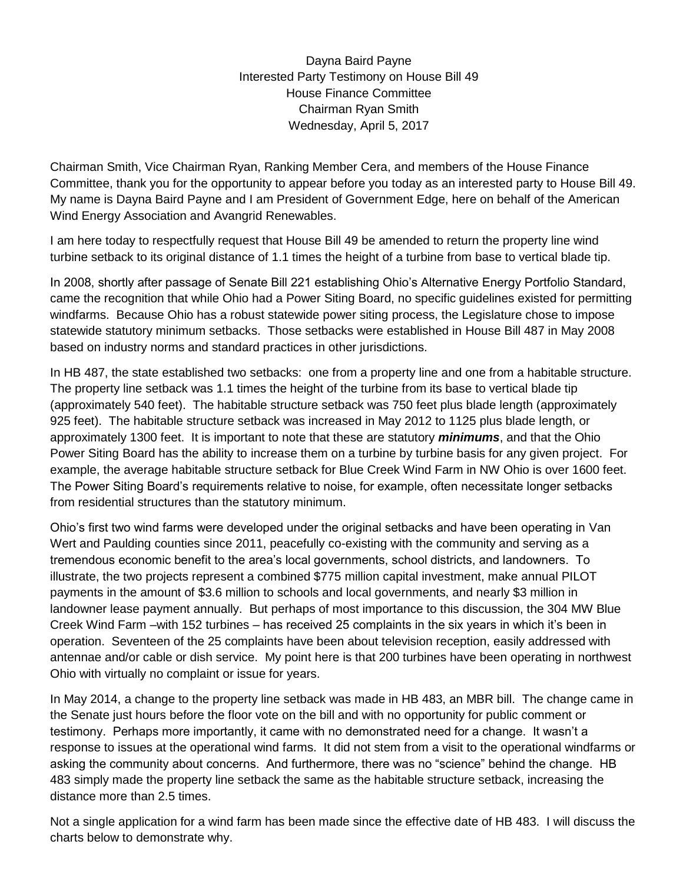Dayna Baird Payne
Interested Party Testimony on House Bill 49
House Finance Committee
Chairman Ryan Smith
Wednesday, April 5, 2017

Chairman Smith, Vice Chairman Ryan, Ranking Member Cera, and members of the House Finance Committee, thank you for the opportunity to appear before you today as an interested party to House Bill 49. My name is Dayna Baird Payne and I am President of Government Edge, here on behalf of the American Wind Energy Association and Avangrid Renewables.

I am here today to respectfully request that House Bill 49 be amended to return the property line wind turbine setback to its original distance of 1.1 times the height of a turbine from base to vertical blade tip.

In 2008, shortly after passage of Senate Bill 221 establishing Ohio's Alternative Energy Portfolio Standard, came the recognition that while Ohio had a Power Siting Board, no specific guidelines existed for permitting windfarms. Because Ohio has a robust statewide power siting process, the Legislature chose to impose statewide statutory minimum setbacks. Those setbacks were established in House Bill 487 in May 2008 based on industry norms and standard practices in other jurisdictions.

In HB 487, the state established two setbacks: one from a property line and one from a habitable structure. The property line setback was 1.1 times the height of the turbine from its base to vertical blade tip (approximately 540 feet). The habitable structure setback was 750 feet plus blade length (approximately 925 feet). The habitable structure setback was increased in May 2012 to 1125 plus blade length, or approximately 1300 feet. It is important to note that these are statutory ***minimums***, and that the Ohio Power Siting Board has the ability to increase them on a turbine by turbine basis for any given project. For example, the average habitable structure setback for Blue Creek Wind Farm in NW Ohio is over 1600 feet. The Power Siting Board's requirements relative to noise, for example, often necessitate longer setbacks from residential structures than the statutory minimum.

Ohio's first two wind farms were developed under the original setbacks and have been operating in Van Wert and Paulding counties since 2011, peacefully co-existing with the community and serving as a tremendous economic benefit to the area's local governments, school districts, and landowners. To illustrate, the two projects represent a combined $775 million capital investment, make annual PILOT payments in the amount of $3.6 million to schools and local governments, and nearly $3 million in landowner lease payment annually. But perhaps of most importance to this discussion, the 304 MW Blue Creek Wind Farm –with 152 turbines – has received 25 complaints in the six years in which it's been in operation. Seventeen of the 25 complaints have been about television reception, easily addressed with antennae and/or cable or dish service. My point here is that 200 turbines have been operating in northwest Ohio with virtually no complaint or issue for years.

In May 2014, a change to the property line setback was made in HB 483, an MBR bill. The change came in the Senate just hours before the floor vote on the bill and with no opportunity for public comment or testimony. Perhaps more importantly, it came with no demonstrated need for a change. It wasn't a response to issues at the operational wind farms. It did not stem from a visit to the operational windfarms or asking the community about concerns. And furthermore, there was no "science" behind the change. HB 483 simply made the property line setback the same as the habitable structure setback, increasing the distance more than 2.5 times.

Not a single application for a wind farm has been made since the effective date of HB 483. I will discuss the charts below to demonstrate why.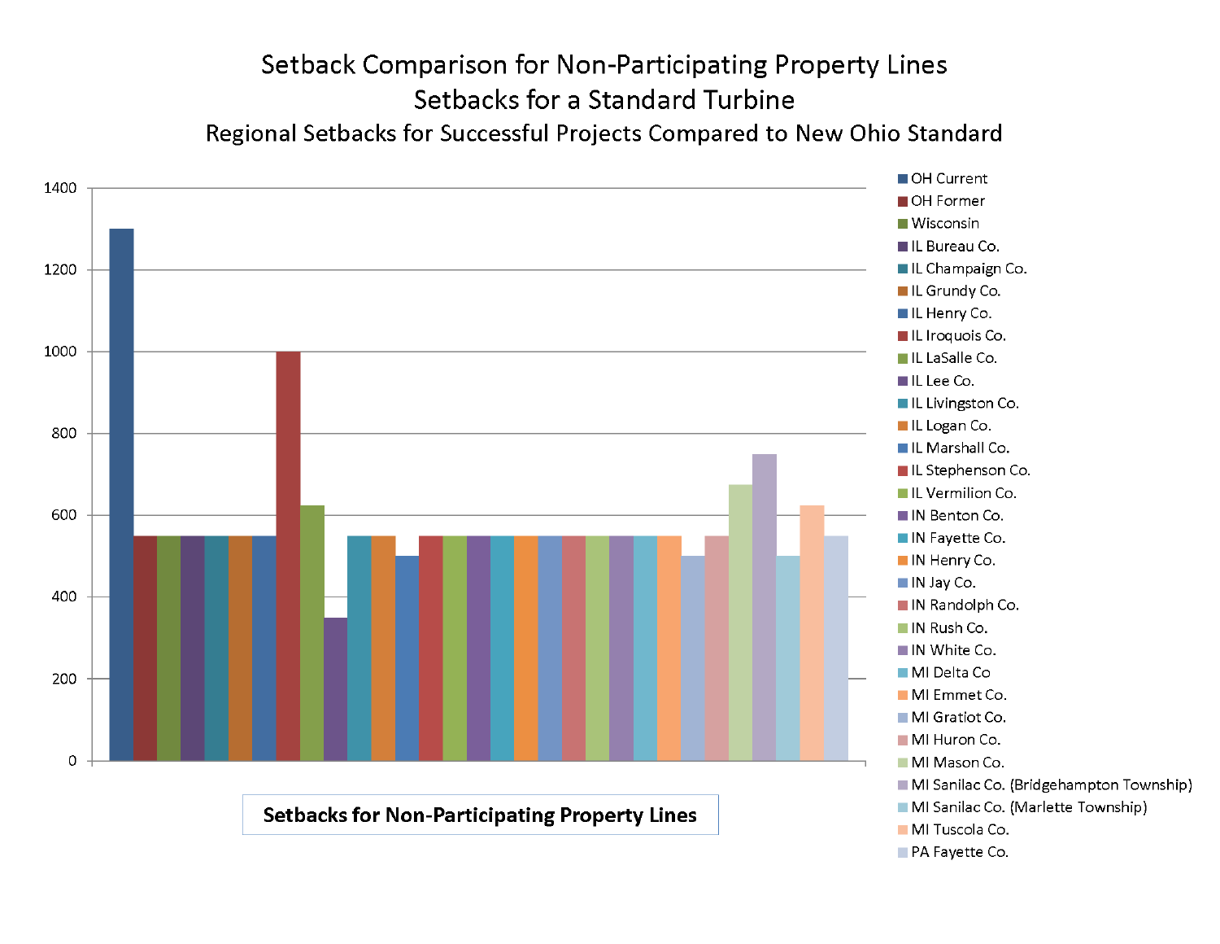# Setback Comparison for Non-Participating Property Lines

## Setbacks for a Standard Turbine

### Regional Setbacks for Successful Projects Compared to New Ohio Standard

| Jurisdiction | Setback |
|---|---|
| OH Current | 1300 |
| OH Former | 550 |
| Wisconsin | 550 |
| IL Bureau Co. | 550 |
| IL Champaign Co. | 550 |
| IL Grundy Co. | 550 |
| IL Henry Co. | 550 |
| IL Iroquois Co. | 1000 |
| IL LaSalle Co. | 625 |
| IL Lee Co. | 350 |
| IL Livingston Co. | 550 |
| IL Logan Co. | 550 |
| IL Marshall Co. | 500 |
| IL Stephenson Co. | 550 |
| IL Vermilion Co. | 550 |
| IN Benton Co. | 550 |
| IN Fayette Co. | 550 |
| IN Henry Co. | 550 |
| IN Jay Co. | 550 |
| IN Randolph Co. | 550 |
| IN Rush Co. | 550 |
| IN White Co. | 550 |
| MI Delta Co | 550 |
| MI Emmet Co. | 550 |
| MI Gratiot Co. | 500 |
| MI Huron Co. | 550 |
| MI Mason Co. | 675 |
| MI Sanilac Co. (Bridgehampton Township) | 750 |
| MI Sanilac Co. (Marlette Township) | 500 |
| MI Tuscola Co. | 625 |
| PA Fayette Co. | 550 |

**Setbacks for Non-Participating Property Lines**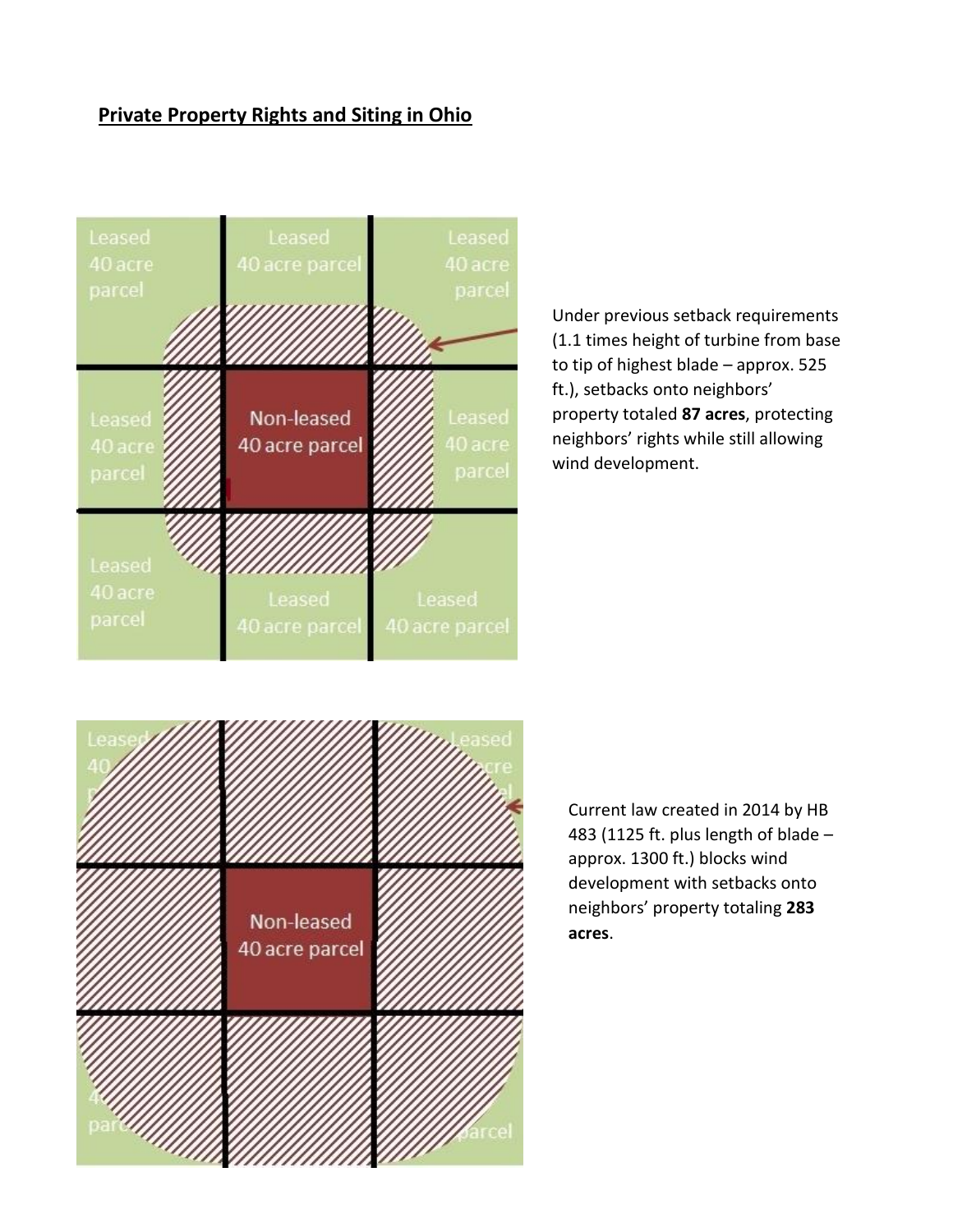## Private Property Rights and Siting in Ohio

Under previous setback requirements (1.1 times height of turbine from base to tip of highest blade – approx. 525 ft.), setbacks onto neighbors' property totaled **87 acres**, protecting neighbors' rights while still allowing wind development.

Current law created in 2014 by HB 483 (1125 ft. plus length of blade – approx. 1300 ft.) blocks wind development with setbacks onto neighbors' property totaling **283 acres**.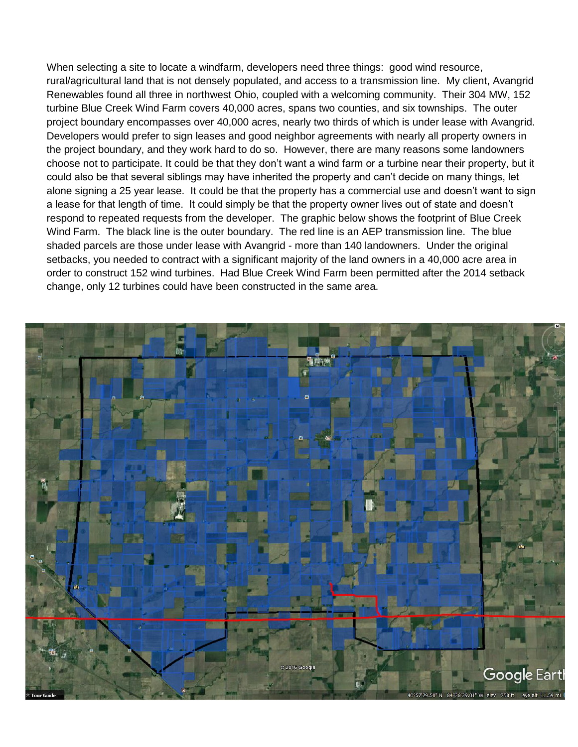When selecting a site to locate a windfarm, developers need three things: good wind resource, rural/agricultural land that is not densely populated, and access to a transmission line. My client, Avangrid Renewables found all three in northwest Ohio, coupled with a welcoming community. Their 304 MW, 152 turbine Blue Creek Wind Farm covers 40,000 acres, spans two counties, and six townships. The outer project boundary encompasses over 40,000 acres, nearly two thirds of which is under lease with Avangrid. Developers would prefer to sign leases and good neighbor agreements with nearly all property owners in the project boundary, and they work hard to do so. However, there are many reasons some landowners choose not to participate. It could be that they don't want a wind farm or a turbine near their property, but it could also be that several siblings may have inherited the property and can't decide on many things, let alone signing a 25 year lease. It could be that the property has a commercial use and doesn't want to sign a lease for that length of time. It could simply be that the property owner lives out of state and doesn't respond to repeated requests from the developer. The graphic below shows the footprint of Blue Creek Wind Farm. The black line is the outer boundary. The red line is an AEP transmission line. The blue shaded parcels are those under lease with Avangrid - more than 140 landowners. Under the original setbacks, you needed to contract with a significant majority of the land owners in a 40,000 acre area in order to construct 152 wind turbines. Had Blue Creek Wind Farm been permitted after the 2014 setback change, only 12 turbines could have been constructed in the same area.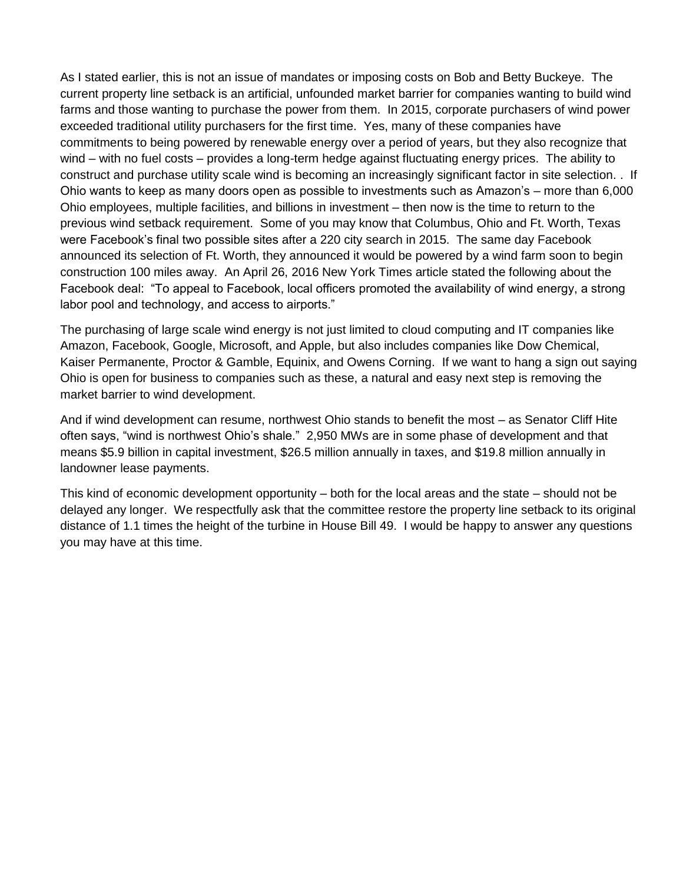As I stated earlier, this is not an issue of mandates or imposing costs on Bob and Betty Buckeye. The current property line setback is an artificial, unfounded market barrier for companies wanting to build wind farms and those wanting to purchase the power from them. In 2015, corporate purchasers of wind power exceeded traditional utility purchasers for the first time. Yes, many of these companies have commitments to being powered by renewable energy over a period of years, but they also recognize that wind – with no fuel costs – provides a long-term hedge against fluctuating energy prices. The ability to construct and purchase utility scale wind is becoming an increasingly significant factor in site selection. . If Ohio wants to keep as many doors open as possible to investments such as Amazon's – more than 6,000 Ohio employees, multiple facilities, and billions in investment – then now is the time to return to the previous wind setback requirement. Some of you may know that Columbus, Ohio and Ft. Worth, Texas were Facebook's final two possible sites after a 220 city search in 2015. The same day Facebook announced its selection of Ft. Worth, they announced it would be powered by a wind farm soon to begin construction 100 miles away. An April 26, 2016 New York Times article stated the following about the Facebook deal: "To appeal to Facebook, local officers promoted the availability of wind energy, a strong labor pool and technology, and access to airports."

The purchasing of large scale wind energy is not just limited to cloud computing and IT companies like Amazon, Facebook, Google, Microsoft, and Apple, but also includes companies like Dow Chemical, Kaiser Permanente, Proctor & Gamble, Equinix, and Owens Corning. If we want to hang a sign out saying Ohio is open for business to companies such as these, a natural and easy next step is removing the market barrier to wind development.

And if wind development can resume, northwest Ohio stands to benefit the most – as Senator Cliff Hite often says, "wind is northwest Ohio's shale." 2,950 MWs are in some phase of development and that means $5.9 billion in capital investment, $26.5 million annually in taxes, and $19.8 million annually in landowner lease payments.

This kind of economic development opportunity – both for the local areas and the state – should not be delayed any longer. We respectfully ask that the committee restore the property line setback to its original distance of 1.1 times the height of the turbine in House Bill 49. I would be happy to answer any questions you may have at this time.